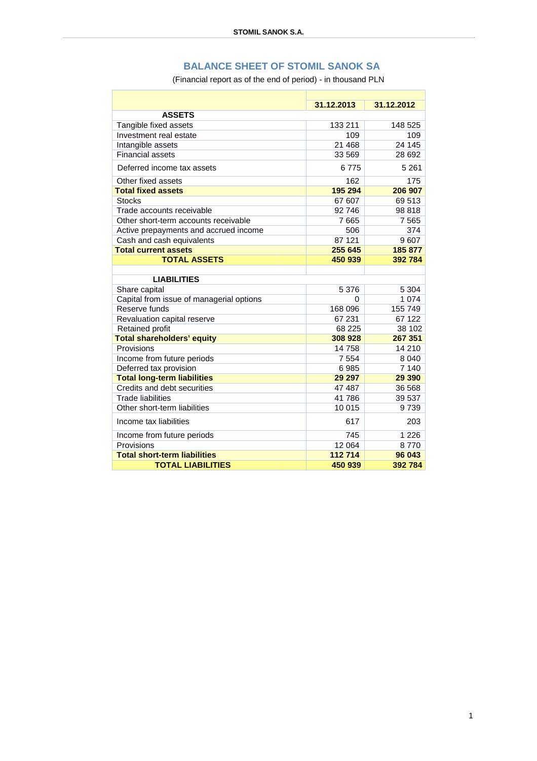# BALANCE SHEET OF STOMIL SANOK SA

(Financial report as of the end of period) - in thousand PLN

| | 31.12.2013 | 31.12.2012 |
|---|---|---|
| **ASSETS** | | |
| Tangible fixed assets | 133 211 | 148 525 |
| Investment real estate | 109 | 109 |
| Intangible assets | 21 468 | 24 145 |
| Financial assets | 33 569 | 28 692 |
| Deferred income tax assets | 6 775 | 5 261 |
| Other fixed assets | 162 | 175 |
| **Total fixed assets** | **195 294** | **206 907** |
| Stocks | 67 607 | 69 513 |
| Trade accounts receivable | 92 746 | 98 818 |
| Other short-term accounts receivable | 7 665 | 7 565 |
| Active prepayments and accrued income | 506 | 374 |
| Cash and cash equivalents | 87 121 | 9 607 |
| **Total current assets** | **255 645** | **185 877** |
| **TOTAL ASSETS** | **450 939** | **392 784** |
| | | |
| **LIABILITIES** | | |
| Share capital | 5 376 | 5 304 |
| Capital from issue of managerial options | 0 | 1 074 |
| Reserve funds | 168 096 | 155 749 |
| Revaluation capital reserve | 67 231 | 67 122 |
| Retained profit | 68 225 | 38 102 |
| **Total shareholders' equity** | **308 928** | **267 351** |
| Provisions | 14 758 | 14 210 |
| Income from future periods | 7 554 | 8 040 |
| Deferred tax provision | 6 985 | 7 140 |
| **Total long-term liabilities** | **29 297** | **29 390** |
| Credits and debt securities | 47 487 | 36 568 |
| Trade liabilities | 41 786 | 39 537 |
| Other short-term liabilities | 10 015 | 9 739 |
| Income tax liabilities | 617 | 203 |
| Income from future periods | 745 | 1 226 |
| Provisions | 12 064 | 8 770 |
| **Total short-term liabilities** | **112 714** | **96 043** |
| **TOTAL LIABILITIES** | **450 939** | **392 784** |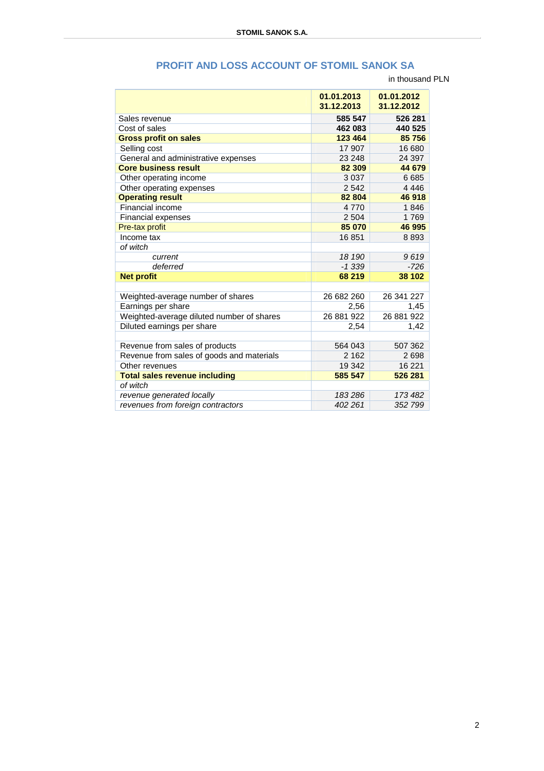## PROFIT AND LOSS ACCOUNT OF STOMIL SANOK SA

in thousand PLN

| | 01.01.2013 31.12.2013 | 01.01.2012 31.12.2012 |
|---|---|---|
| Sales revenue | **585 547** | **526 281** |
| Cost of sales | **462 083** | **440 525** |
| **Gross profit on sales** | **123 464** | **85 756** |
| Selling cost | 17 907 | 16 680 |
| General and administrative expenses | 23 248 | 24 397 |
| **Core business result** | **82 309** | **44 679** |
| Other operating income | 3 037 | 6 685 |
| Other operating expenses | 2 542 | 4 446 |
| **Operating result** | **82 804** | **46 918** |
| Financial income | 4 770 | 1 846 |
| Financial expenses | 2 504 | 1 769 |
| Pre-tax profit | **85 070** | **46 995** |
| Income tax | 16 851 | 8 893 |
| *of witch* | | |
| *current* | *18 190* | *9 619* |
| *deferred* | *-1 339* | *-726* |
| **Net profit** | **68 219** | **38 102** |
| | | |
| Weighted-average number of shares | 26 682 260 | 26 341 227 |
| Earnings per share | 2,56 | 1,45 |
| Weighted-average diluted number of shares | 26 881 922 | 26 881 922 |
| Diluted earnings per share | 2,54 | 1,42 |
| | | |
| Revenue from sales of products | 564 043 | 507 362 |
| Revenue from sales of goods and materials | 2 162 | 2 698 |
| Other revenues | 19 342 | 16 221 |
| **Total sales revenue including** | **585 547** | **526 281** |
| *of witch* | | |
| *revenue generated locally* | *183 286* | *173 482* |
| *revenues from foreign contractors* | *402 261* | *352 799* |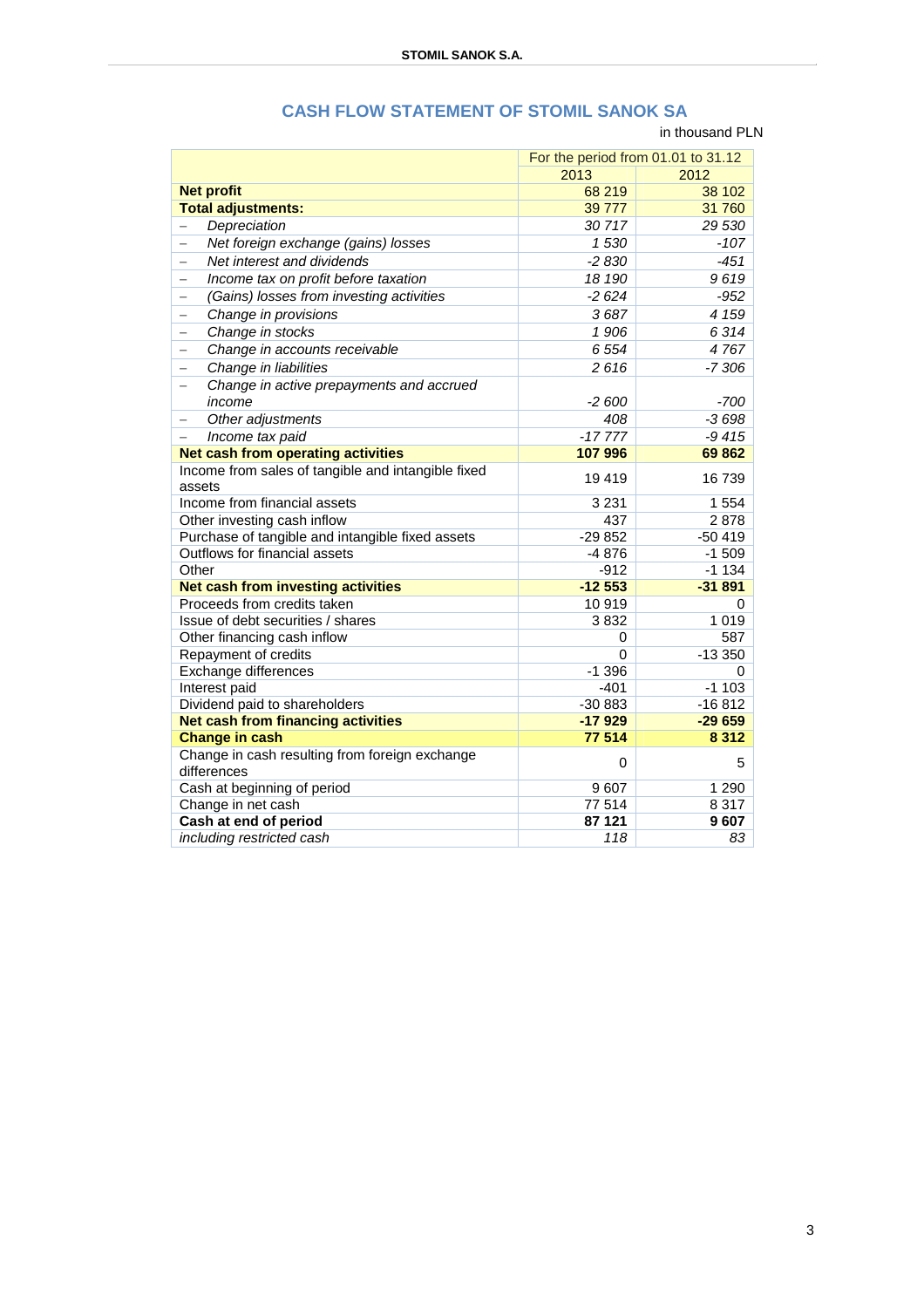## CASH FLOW STATEMENT OF STOMIL SANOK SA

in thousand PLN

| | For the period from 01.01 to 31.12 | |
|---|---|---|
| | 2013 | 2012 |
| **Net profit** | **68 219** | **38 102** |
| **Total adjustments:** | **39 777** | **31 760** |
| – *Depreciation* | *30 717* | *29 530* |
| – *Net foreign exchange (gains) losses* | *1 530* | *-107* |
| – *Net interest and dividends* | *-2 830* | *-451* |
| – *Income tax on profit before taxation* | *18 190* | *9 619* |
| – *(Gains) losses from investing activities* | *-2 624* | *-952* |
| – *Change in provisions* | *3 687* | *4 159* |
| – *Change in stocks* | *1 906* | *6 314* |
| – *Change in accounts receivable* | *6 554* | *4 767* |
| – *Change in liabilities* | *2 616* | *-7 306* |
| – *Change in active prepayments and accrued income* | *-2 600* | *-700* |
| – *Other adjustments* | *408* | *-3 698* |
| – *Income tax paid* | *-17 777* | *-9 415* |
| **Net cash from operating activities** | **107 996** | **69 862** |
| Income from sales of tangible and intangible fixed assets | 19 419 | 16 739 |
| Income from financial assets | 3 231 | 1 554 |
| Other investing cash inflow | 437 | 2 878 |
| Purchase of tangible and intangible fixed assets | -29 852 | -50 419 |
| Outflows for financial assets | -4 876 | -1 509 |
| Other | -912 | -1 134 |
| **Net cash from investing activities** | **-12 553** | **-31 891** |
| Proceeds from credits taken | 10 919 | 0 |
| Issue of debt securities / shares | 3 832 | 1 019 |
| Other financing cash inflow | 0 | 587 |
| Repayment of credits | 0 | -13 350 |
| Exchange differences | -1 396 | 0 |
| Interest paid | -401 | -1 103 |
| Dividend paid to shareholders | -30 883 | -16 812 |
| **Net cash from financing activities** | **-17 929** | **-29 659** |
| **Change in cash** | **77 514** | **8 312** |
| Change in cash resulting from foreign exchange differences | 0 | 5 |
| Cash at beginning of period | 9 607 | 1 290 |
| Change in net cash | 77 514 | 8 317 |
| **Cash at end of period** | **87 121** | **9 607** |
| *including restricted cash* | *118* | *83* |